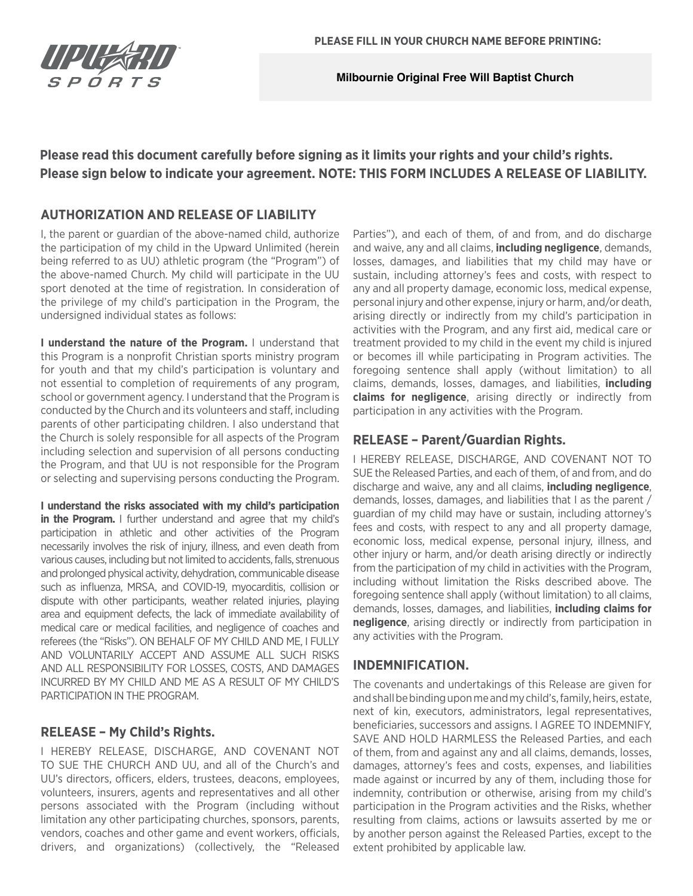PLEASE FILL IN YOUR CHURCH NAME BEFORE PRINTING:

**Milbournie Original Free Will Baptist Church**

**Please read this document carefully before signing as it limits your rights and your child's rights. Please sign below to indicate your agreement. NOTE: THIS FORM INCLUDES A RELEASE OF LIABILITY.**

## AUTHORIZATION AND RELEASE OF LIABILITY

I, the parent or guardian of the above-named child, authorize the participation of my child in the Upward Unlimited (herein being referred to as UU) athletic program (the "Program") of the above-named Church. My child will participate in the UU sport denoted at the time of registration. In consideration of the privilege of my child's participation in the Program, the undersigned individual states as follows:

**I understand the nature of the Program.** I understand that this Program is a nonprofit Christian sports ministry program for youth and that my child's participation is voluntary and not essential to completion of requirements of any program, school or government agency. I understand that the Program is conducted by the Church and its volunteers and staff, including parents of other participating children. I also understand that the Church is solely responsible for all aspects of the Program including selection and supervision of all persons conducting the Program, and that UU is not responsible for the Program or selecting and supervising persons conducting the Program.

**I understand the risks associated with my child's participation in the Program.** I further understand and agree that my child's participation in athletic and other activities of the Program necessarily involves the risk of injury, illness, and even death from various causes, including but not limited to accidents, falls, strenuous and prolonged physical activity, dehydration, communicable disease such as influenza, MRSA, and COVID-19, myocarditis, collision or dispute with other participants, weather related injuries, playing area and equipment defects, the lack of immediate availability of medical care or medical facilities, and negligence of coaches and referees (the "Risks"). ON BEHALF OF MY CHILD AND ME, I FULLY AND VOLUNTARILY ACCEPT AND ASSUME ALL SUCH RISKS AND ALL RESPONSIBILITY FOR LOSSES, COSTS, AND DAMAGES INCURRED BY MY CHILD AND ME AS A RESULT OF MY CHILD'S PARTICIPATION IN THE PROGRAM.

## RELEASE – My Child's Rights.

I HEREBY RELEASE, DISCHARGE, AND COVENANT NOT TO SUE THE CHURCH AND UU, and all of the Church's and UU's directors, officers, elders, trustees, deacons, employees, volunteers, insurers, agents and representatives and all other persons associated with the Program (including without limitation any other participating churches, sponsors, parents, vendors, coaches and other game and event workers, officials, drivers, and organizations) (collectively, the "Released Parties"), and each of them, of and from, and do discharge and waive, any and all claims, **including negligence**, demands, losses, damages, and liabilities that my child may have or sustain, including attorney's fees and costs, with respect to any and all property damage, economic loss, medical expense, personal injury and other expense, injury or harm, and/or death, arising directly or indirectly from my child's participation in activities with the Program, and any first aid, medical care or treatment provided to my child in the event my child is injured or becomes ill while participating in Program activities. The foregoing sentence shall apply (without limitation) to all claims, demands, losses, damages, and liabilities, **including claims for negligence**, arising directly or indirectly from participation in any activities with the Program.

## RELEASE – Parent/Guardian Rights.

I HEREBY RELEASE, DISCHARGE, AND COVENANT NOT TO SUE the Released Parties, and each of them, of and from, and do discharge and waive, any and all claims, **including negligence**, demands, losses, damages, and liabilities that I as the parent / guardian of my child may have or sustain, including attorney's fees and costs, with respect to any and all property damage, economic loss, medical expense, personal injury, illness, and other injury or harm, and/or death arising directly or indirectly from the participation of my child in activities with the Program, including without limitation the Risks described above. The foregoing sentence shall apply (without limitation) to all claims, demands, losses, damages, and liabilities, **including claims for negligence**, arising directly or indirectly from participation in any activities with the Program.

## INDEMNIFICATION.

The covenants and undertakings of this Release are given for and shall be binding upon me and my child's, family, heirs, estate, next of kin, executors, administrators, legal representatives, beneficiaries, successors and assigns. I AGREE TO INDEMNIFY, SAVE AND HOLD HARMLESS the Released Parties, and each of them, from and against any and all claims, demands, losses, damages, attorney's fees and costs, expenses, and liabilities made against or incurred by any of them, including those for indemnity, contribution or otherwise, arising from my child's participation in the Program activities and the Risks, whether resulting from claims, actions or lawsuits asserted by me or by another person against the Released Parties, except to the extent prohibited by applicable law.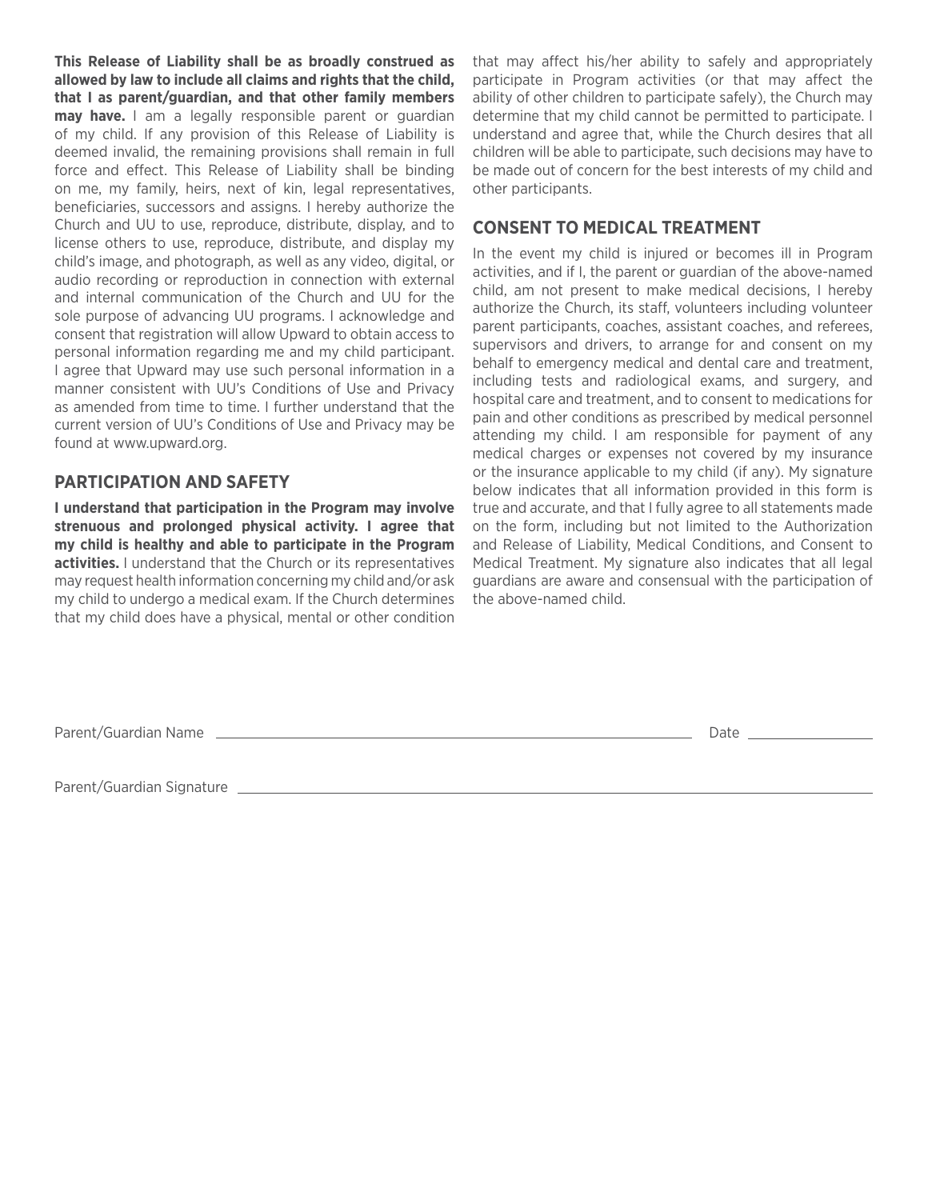**This Release of Liability shall be as broadly construed as allowed by law to include all claims and rights that the child, that I as parent/guardian, and that other family members may have.** I am a legally responsible parent or guardian of my child. If any provision of this Release of Liability is deemed invalid, the remaining provisions shall remain in full force and effect. This Release of Liability shall be binding on me, my family, heirs, next of kin, legal representatives, beneficiaries, successors and assigns. I hereby authorize the Church and UU to use, reproduce, distribute, display, and to license others to use, reproduce, distribute, and display my child's image, and photograph, as well as any video, digital, or audio recording or reproduction in connection with external and internal communication of the Church and UU for the sole purpose of advancing UU programs. I acknowledge and consent that registration will allow Upward to obtain access to personal information regarding me and my child participant. I agree that Upward may use such personal information in a manner consistent with UU's Conditions of Use and Privacy as amended from time to time. I further understand that the current version of UU's Conditions of Use and Privacy may be found at www.upward.org.

## PARTICIPATION AND SAFETY

**I understand that participation in the Program may involve strenuous and prolonged physical activity. I agree that my child is healthy and able to participate in the Program activities.** I understand that the Church or its representatives may request health information concerning my child and/or ask my child to undergo a medical exam. If the Church determines that my child does have a physical, mental or other condition that may affect his/her ability to safely and appropriately participate in Program activities (or that may affect the ability of other children to participate safely), the Church may determine that my child cannot be permitted to participate. I understand and agree that, while the Church desires that all children will be able to participate, such decisions may have to be made out of concern for the best interests of my child and other participants.

## CONSENT TO MEDICAL TREATMENT

In the event my child is injured or becomes ill in Program activities, and if I, the parent or guardian of the above-named child, am not present to make medical decisions, I hereby authorize the Church, its staff, volunteers including volunteer parent participants, coaches, assistant coaches, and referees, supervisors and drivers, to arrange for and consent on my behalf to emergency medical and dental care and treatment, including tests and radiological exams, and surgery, and hospital care and treatment, and to consent to medications for pain and other conditions as prescribed by medical personnel attending my child. I am responsible for payment of any medical charges or expenses not covered by my insurance or the insurance applicable to my child (if any). My signature below indicates that all information provided in this form is true and accurate, and that I fully agree to all statements made on the form, including but not limited to the Authorization and Release of Liability, Medical Conditions, and Consent to Medical Treatment. My signature also indicates that all legal guardians are aware and consensual with the participation of the above-named child.

Parent/Guardian Name ________________________________________ Date ______________

Parent/Guardian Signature ________________________________________________________